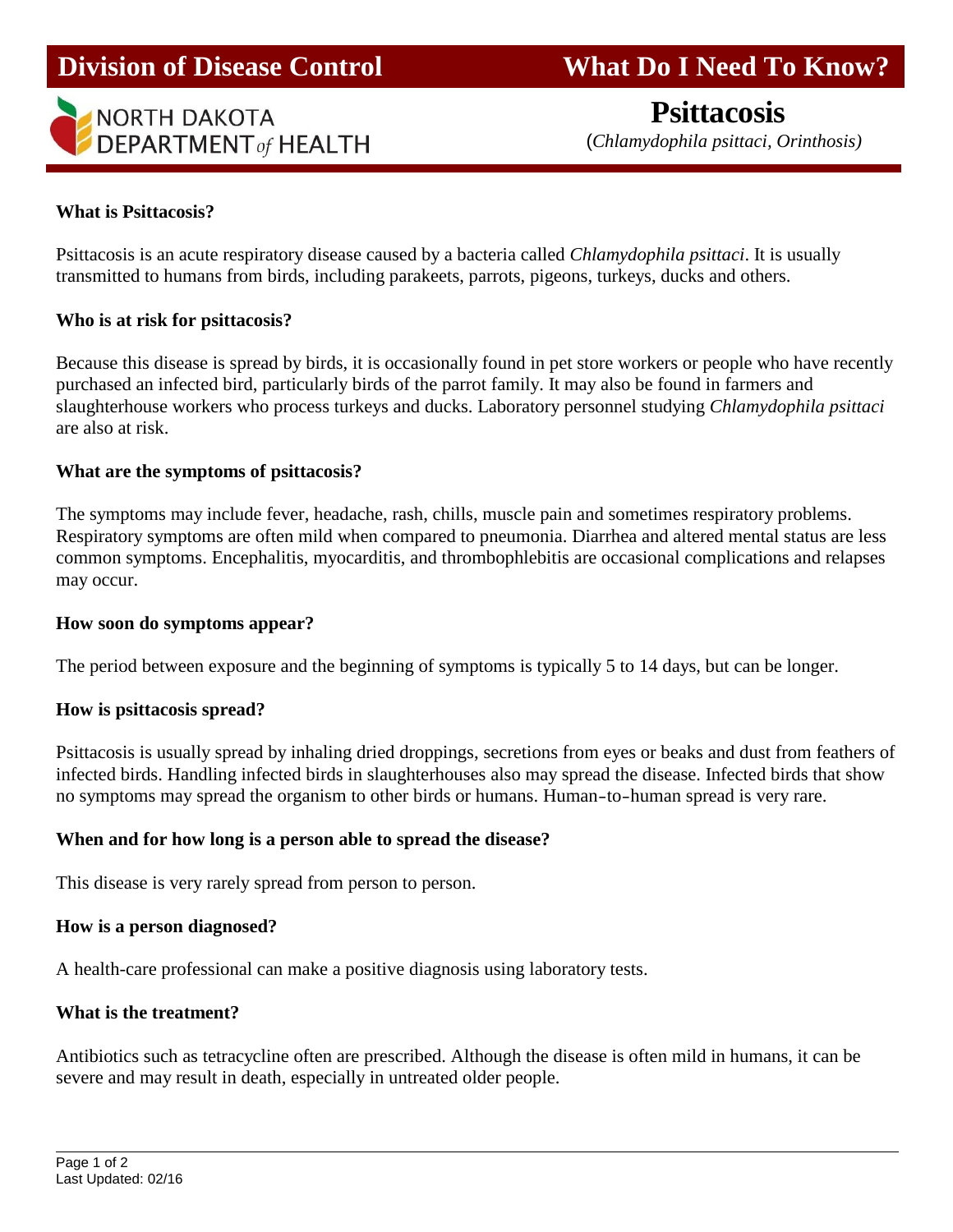Division of Disease Control

What Do I Need To Know?

NORTH DAKOTA DEPARTMENT *of* HEALTH

# Psittacosis

(*Chlamydophila psittaci, Orinthosis)*

**What is Psittacosis?**

Psittacosis is an acute respiratory disease caused by a bacteria called *Chlamydophila psittaci*. It is usually transmitted to humans from birds, including parakeets, parrots, pigeons, turkeys, ducks and others.

**Who is at risk for psittacosis?**

Because this disease is spread by birds, it is occasionally found in pet store workers or people who have recently purchased an infected bird, particularly birds of the parrot family. It may also be found in farmers and slaughterhouse workers who process turkeys and ducks. Laboratory personnel studying *Chlamydophila psittaci* are also at risk.

**What are the symptoms of psittacosis?**

The symptoms may include fever, headache, rash, chills, muscle pain and sometimes respiratory problems. Respiratory symptoms are often mild when compared to pneumonia. Diarrhea and altered mental status are less common symptoms. Encephalitis, myocarditis, and thrombophlebitis are occasional complications and relapses may occur.

**How soon do symptoms appear?**

The period between exposure and the beginning of symptoms is typically 5 to 14 days, but can be longer.

**How is psittacosis spread?**

Psittacosis is usually spread by inhaling dried droppings, secretions from eyes or beaks and dust from feathers of infected birds. Handling infected birds in slaughterhouses also may spread the disease. Infected birds that show no symptoms may spread the organism to other birds or humans. Human-to-human spread is very rare.

**When and for how long is a person able to spread the disease?**

This disease is very rarely spread from person to person.

**How is a person diagnosed?**

A health-care professional can make a positive diagnosis using laboratory tests.

**What is the treatment?**

Antibiotics such as tetracycline often are prescribed. Although the disease is often mild in humans, it can be severe and may result in death, especially in untreated older people.

Last Updated: 02/16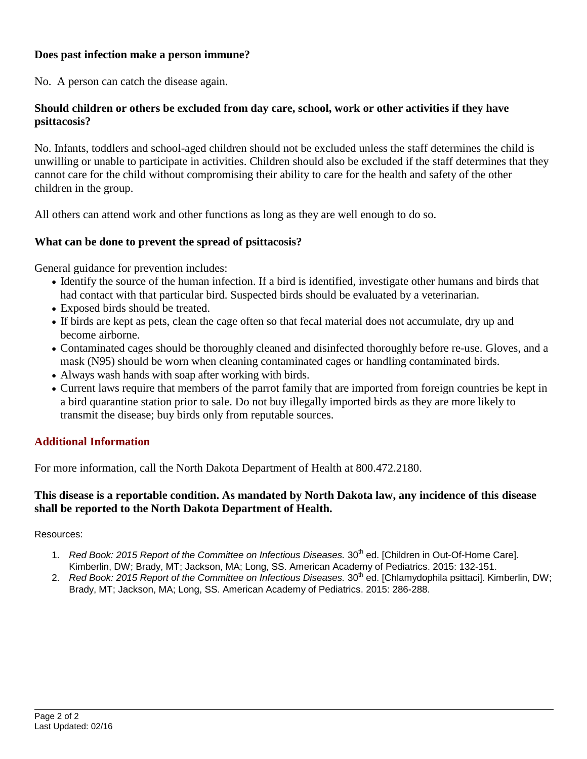### Does past infection make a person immune?

No. A person can catch the disease again.

### Should children or others be excluded from day care, school, work or other activities if they have psittacosis?

No. Infants, toddlers and school-aged children should not be excluded unless the staff determines the child is unwilling or unable to participate in activities. Children should also be excluded if the staff determines that they cannot care for the child without compromising their ability to care for the health and safety of the other children in the group.

All others can attend work and other functions as long as they are well enough to do so.

### What can be done to prevent the spread of psittacosis?

General guidance for prevention includes:

- Identify the source of the human infection. If a bird is identified, investigate other humans and birds that had contact with that particular bird. Suspected birds should be evaluated by a veterinarian.
- Exposed birds should be treated.
- If birds are kept as pets, clean the cage often so that fecal material does not accumulate, dry up and become airborne.
- Contaminated cages should be thoroughly cleaned and disinfected thoroughly before re-use. Gloves, and a mask (N95) should be worn when cleaning contaminated cages or handling contaminated birds.
- Always wash hands with soap after working with birds.
- Current laws require that members of the parrot family that are imported from foreign countries be kept in a bird quarantine station prior to sale. Do not buy illegally imported birds as they are more likely to transmit the disease; buy birds only from reputable sources.

## Additional Information

For more information, call the North Dakota Department of Health at 800.472.2180.

**This disease is a reportable condition. As mandated by North Dakota law, any incidence of this disease shall be reported to the North Dakota Department of Health.**

Resources:

1. *Red Book: 2015 Report of the Committee on Infectious Diseases.* 30th ed. [Children in Out-Of-Home Care]. Kimberlin, DW; Brady, MT; Jackson, MA; Long, SS. American Academy of Pediatrics. 2015: 132-151.
2. *Red Book: 2015 Report of the Committee on Infectious Diseases.* 30th ed. [Chlamydophila psittaci]. Kimberlin, DW; Brady, MT; Jackson, MA; Long, SS. American Academy of Pediatrics. 2015: 286-288.

Last Updated: 02/16